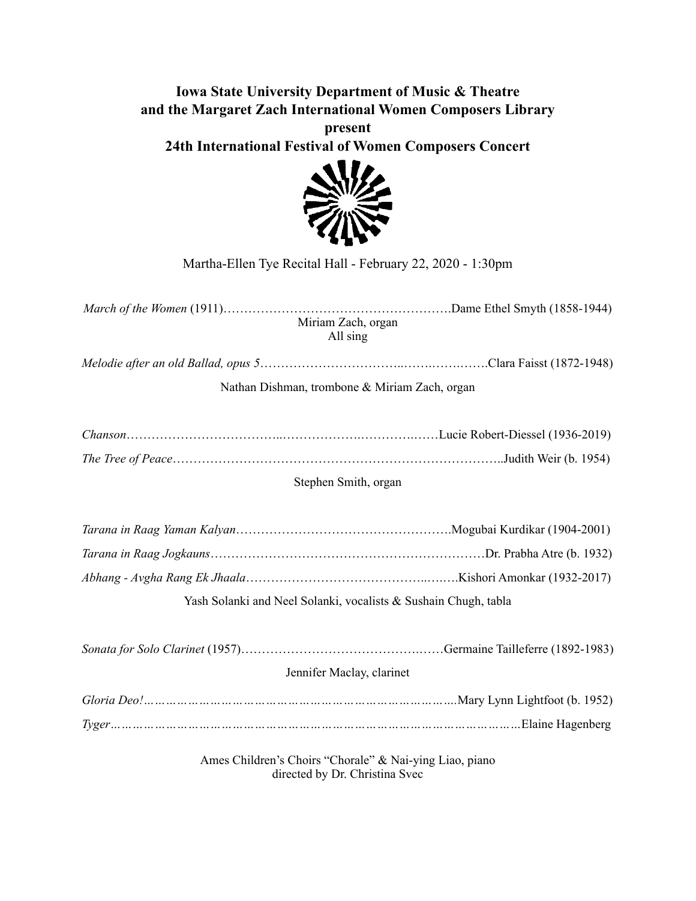# Iowa State University Department of Music & Theatre and the Margaret Zach International Women Composers Library present 24th International Festival of Women Composers Concert

Martha-Ellen Tye Recital Hall - February 22, 2020 - 1:30pm

*March of the Women* (1911)……………………………………………….Dame Ethel Smyth (1858-1944)

Miriam Zach, organ
All sing

*Melodie after an old Ballad, opus 5*……………………………..…….…….…….Clara Faisst (1872-1948)

Nathan Dishman, trombone & Miriam Zach, organ

*Chanson*……………………………...……………….………….……Lucie Robert-Diessel (1936-2019)

*The Tree of Peace*……………………………………………………………………..Judith Weir (b. 1954)

Stephen Smith, organ

*Tarana in Raag Yaman Kalyan*…………………………………………….Mogubai Kurdikar (1904-2001)

*Tarana in Raag Jogkauns*…………………………………………………………Dr. Prabha Atre (b. 1932)

*Abhang - Avgha Rang Ek Jhaala*……………………………………..…….Kishori Amonkar (1932-2017)

Yash Solanki and Neel Solanki, vocalists & Sushain Chugh, tabla

*Sonata for Solo Clarinet* (1957)…………………………………….……Germaine Tailleferre (1892-1983)

Jennifer Maclay, clarinet

*Gloria Deo!*…………………………………………………………………….Mary Lynn Lightfoot (b. 1952)

*Tyger*…………………………………………………………………………………………Elaine Hagenberg

Ames Children's Choirs "Chorale" & Nai-ying Liao, piano
directed by Dr. Christina Svec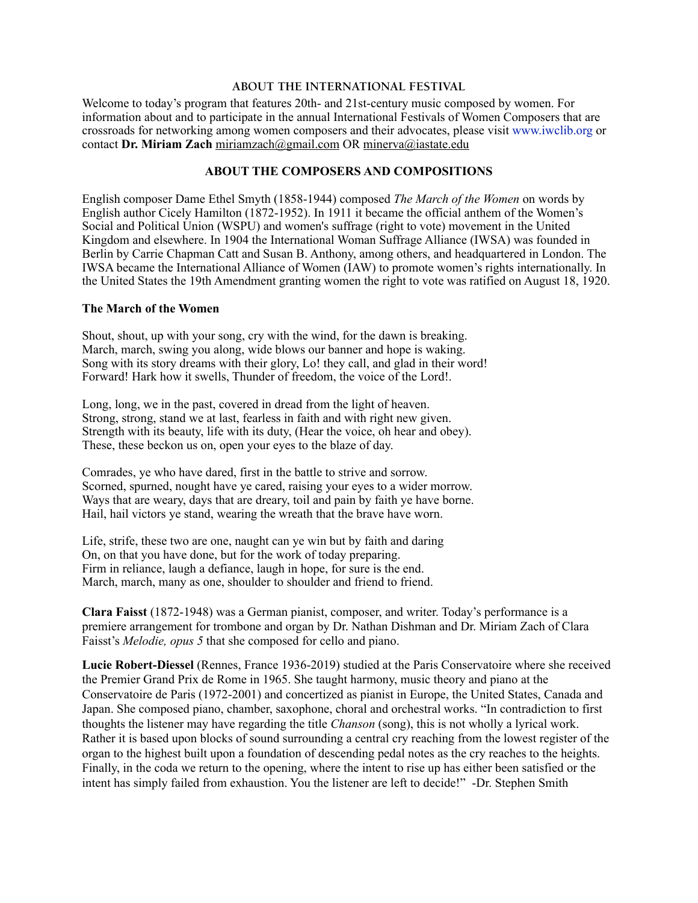## ABOUT THE INTERNATIONAL FESTIVAL

Welcome to today's program that features 20th- and 21st-century music composed by women. For information about and to participate in the annual International Festivals of Women Composers that are crossroads for networking among women composers and their advocates, please visit www.iwclib.org or contact **Dr. Miriam Zach** miriamzach@gmail.com OR minerva@iastate.edu

## ABOUT THE COMPOSERS AND COMPOSITIONS

English composer Dame Ethel Smyth (1858-1944) composed *The March of the Women* on words by English author Cicely Hamilton (1872-1952). In 1911 it became the official anthem of the Women's Social and Political Union (WSPU) and women's suffrage (right to vote) movement in the United Kingdom and elsewhere. In 1904 the International Woman Suffrage Alliance (IWSA) was founded in Berlin by Carrie Chapman Catt and Susan B. Anthony, among others, and headquartered in London. The IWSA became the International Alliance of Women (IAW) to promote women's rights internationally. In the United States the 19th Amendment granting women the right to vote was ratified on August 18, 1920.

**The March of the Women**

Shout, shout, up with your song, cry with the wind, for the dawn is breaking.
March, march, swing you along, wide blows our banner and hope is waking.
Song with its story dreams with their glory, Lo! they call, and glad in their word!
Forward! Hark how it swells, Thunder of freedom, the voice of the Lord!.

Long, long, we in the past, covered in dread from the light of heaven.
Strong, strong, stand we at last, fearless in faith and with right new given.
Strength with its beauty, life with its duty, (Hear the voice, oh hear and obey).
These, these beckon us on, open your eyes to the blaze of day.

Comrades, ye who have dared, first in the battle to strive and sorrow.
Scorned, spurned, nought have ye cared, raising your eyes to a wider morrow.
Ways that are weary, days that are dreary, toil and pain by faith ye have borne.
Hail, hail victors ye stand, wearing the wreath that the brave have worn.

Life, strife, these two are one, naught can ye win but by faith and daring
On, on that you have done, but for the work of today preparing.
Firm in reliance, laugh a defiance, laugh in hope, for sure is the end.
March, march, many as one, shoulder to shoulder and friend to friend.

**Clara Faisst** (1872-1948) was a German pianist, composer, and writer. Today's performance is a premiere arrangement for trombone and organ by Dr. Nathan Dishman and Dr. Miriam Zach of Clara Faisst's *Melodie, opus 5* that she composed for cello and piano.

**Lucie Robert-Diessel** (Rennes, France 1936-2019) studied at the Paris Conservatoire where she received the Premier Grand Prix de Rome in 1965. She taught harmony, music theory and piano at the Conservatoire de Paris (1972-2001) and concertized as pianist in Europe, the United States, Canada and Japan. She composed piano, chamber, saxophone, choral and orchestral works. "In contradiction to first thoughts the listener may have regarding the title *Chanson* (song), this is not wholly a lyrical work. Rather it is based upon blocks of sound surrounding a central cry reaching from the lowest register of the organ to the highest built upon a foundation of descending pedal notes as the cry reaches to the heights. Finally, in the coda we return to the opening, where the intent to rise up has either been satisfied or the intent has simply failed from exhaustion. You the listener are left to decide!" -Dr. Stephen Smith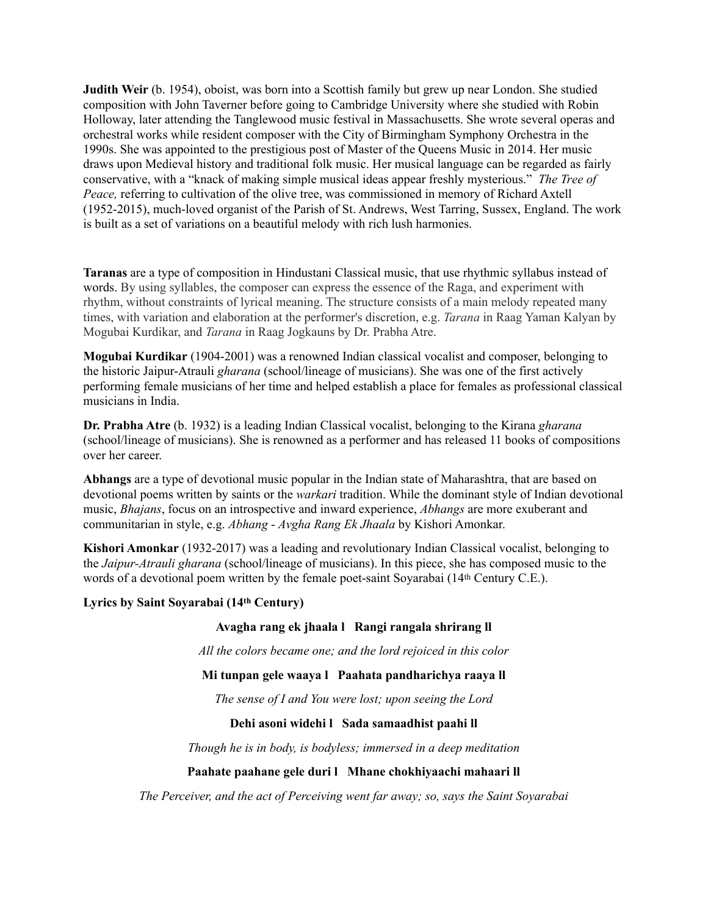**Judith Weir** (b. 1954), oboist, was born into a Scottish family but grew up near London. She studied composition with John Taverner before going to Cambridge University where she studied with Robin Holloway, later attending the Tanglewood music festival in Massachusetts. She wrote several operas and orchestral works while resident composer with the City of Birmingham Symphony Orchestra in the 1990s. She was appointed to the prestigious post of Master of the Queens Music in 2014. Her music draws upon Medieval history and traditional folk music. Her musical language can be regarded as fairly conservative, with a "knack of making simple musical ideas appear freshly mysterious." *The Tree of Peace,* referring to cultivation of the olive tree, was commissioned in memory of Richard Axtell (1952-2015), much-loved organist of the Parish of St. Andrews, West Tarring, Sussex, England. The work is built as a set of variations on a beautiful melody with rich lush harmonies.

**Taranas** are a type of composition in Hindustani Classical music, that use rhythmic syllabus instead of words. By using syllables, the composer can express the essence of the Raga, and experiment with rhythm, without constraints of lyrical meaning. The structure consists of a main melody repeated many times, with variation and elaboration at the performer's discretion, e.g. *Tarana* in Raag Yaman Kalyan by Mogubai Kurdikar, and *Tarana* in Raag Jogkauns by Dr. Prabha Atre.

**Mogubai Kurdikar** (1904-2001) was a renowned Indian classical vocalist and composer, belonging to the historic Jaipur-Atrauli *gharana* (school/lineage of musicians). She was one of the first actively performing female musicians of her time and helped establish a place for females as professional classical musicians in India.

**Dr. Prabha Atre** (b. 1932) is a leading Indian Classical vocalist, belonging to the Kirana *gharana* (school/lineage of musicians). She is renowned as a performer and has released 11 books of compositions over her career.

**Abhangs** are a type of devotional music popular in the Indian state of Maharashtra, that are based on devotional poems written by saints or the *warkari* tradition. While the dominant style of Indian devotional music, *Bhajans*, focus on an introspective and inward experience, *Abhangs* are more exuberant and communitarian in style, e.g. *Abhang - Avgha Rang Ek Jhaala* by Kishori Amonkar.

**Kishori Amonkar** (1932-2017) was a leading and revolutionary Indian Classical vocalist, belonging to the *Jaipur-Atrauli gharana* (school/lineage of musicians). In this piece, she has composed music to the words of a devotional poem written by the female poet-saint Soyarabai (14th Century C.E.).

**Lyrics by Saint Soyarabai (14th Century)**

**Avagha rang ek jhaala l Rangi rangala shrirang ll**

*All the colors became one; and the lord rejoiced in this color*

**Mi tunpan gele waaya l Paahata pandharichya raaya ll**

*The sense of I and You were lost; upon seeing the Lord*

**Dehi asoni widehi l Sada samaadhist paahi ll**

*Though he is in body, is bodyless; immersed in a deep meditation*

**Paahate paahane gele duri l Mhane chokhiyaachi mahaari ll**

*The Perceiver, and the act of Perceiving went far away; so, says the Saint Soyarabai*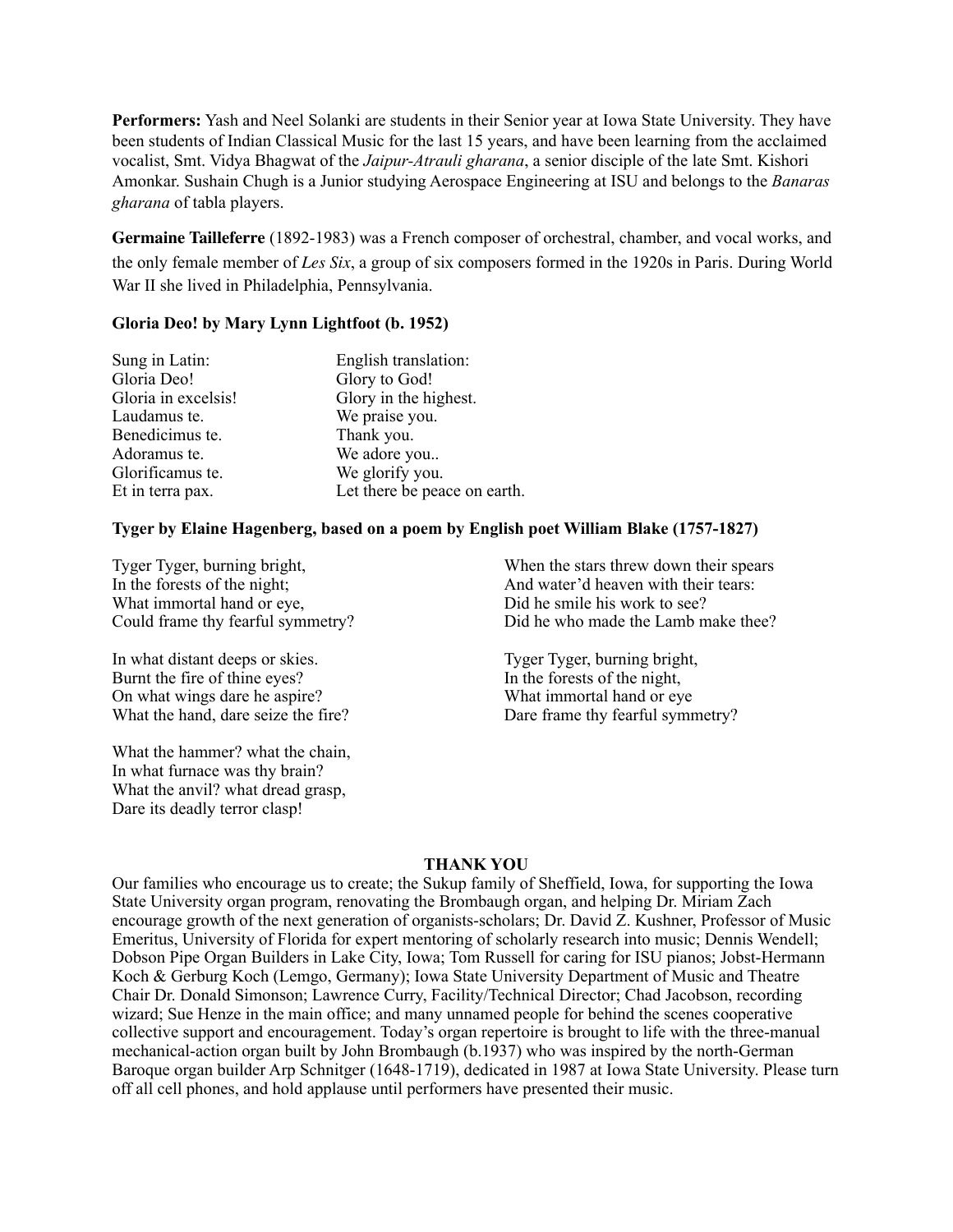**Performers:** Yash and Neel Solanki are students in their Senior year at Iowa State University. They have been students of Indian Classical Music for the last 15 years, and have been learning from the acclaimed vocalist, Smt. Vidya Bhagwat of the *Jaipur-Atrauli gharana*, a senior disciple of the late Smt. Kishori Amonkar. Sushain Chugh is a Junior studying Aerospace Engineering at ISU and belongs to the *Banaras gharana* of tabla players.

**Germaine Tailleferre** (1892-1983) was a French composer of orchestral, chamber, and vocal works, and the only female member of *Les Six*, a group of six composers formed in the 1920s in Paris. During World War II she lived in Philadelphia, Pennsylvania.

**Gloria Deo! by Mary Lynn Lightfoot (b. 1952)**

| Sung in Latin: | English translation: |
|---|---|
| Gloria Deo! | Glory to God! |
| Gloria in excelsis! | Glory in the highest. |
| Laudamus te. | We praise you. |
| Benedicimus te. | Thank you. |
| Adoramus te. | We adore you.. |
| Glorificamus te. | We glorify you. |
| Et in terra pax. | Let there be peace on earth. |

**Tyger by Elaine Hagenberg, based on a poem by English poet William Blake (1757-1827)**

Tyger Tyger, burning bright,
In the forests of the night;
What immortal hand or eye,
Could frame thy fearful symmetry?

In what distant deeps or skies.
Burnt the fire of thine eyes?
On what wings dare he aspire?
What the hand, dare seize the fire?

What the hammer? what the chain,
In what furnace was thy brain?
What the anvil? what dread grasp,
Dare its deadly terror clasp!

When the stars threw down their spears
And water'd heaven with their tears:
Did he smile his work to see?
Did he who made the Lamb make thee?

Tyger Tyger, burning bright,
In the forests of the night,
What immortal hand or eye
Dare frame thy fearful symmetry?

**THANK YOU**

Our families who encourage us to create; the Sukup family of Sheffield, Iowa, for supporting the Iowa State University organ program, renovating the Brombaugh organ, and helping Dr. Miriam Zach encourage growth of the next generation of organists-scholars; Dr. David Z. Kushner, Professor of Music Emeritus, University of Florida for expert mentoring of scholarly research into music; Dennis Wendell; Dobson Pipe Organ Builders in Lake City, Iowa; Tom Russell for caring for ISU pianos; Jobst-Hermann Koch & Gerburg Koch (Lemgo, Germany); Iowa State University Department of Music and Theatre Chair Dr. Donald Simonson; Lawrence Curry, Facility/Technical Director; Chad Jacobson, recording wizard; Sue Henze in the main office; and many unnamed people for behind the scenes cooperative collective support and encouragement. Today's organ repertoire is brought to life with the three-manual mechanical-action organ built by John Brombaugh (b.1937) who was inspired by the north-German Baroque organ builder Arp Schnitger (1648-1719), dedicated in 1987 at Iowa State University. Please turn off all cell phones, and hold applause until performers have presented their music.